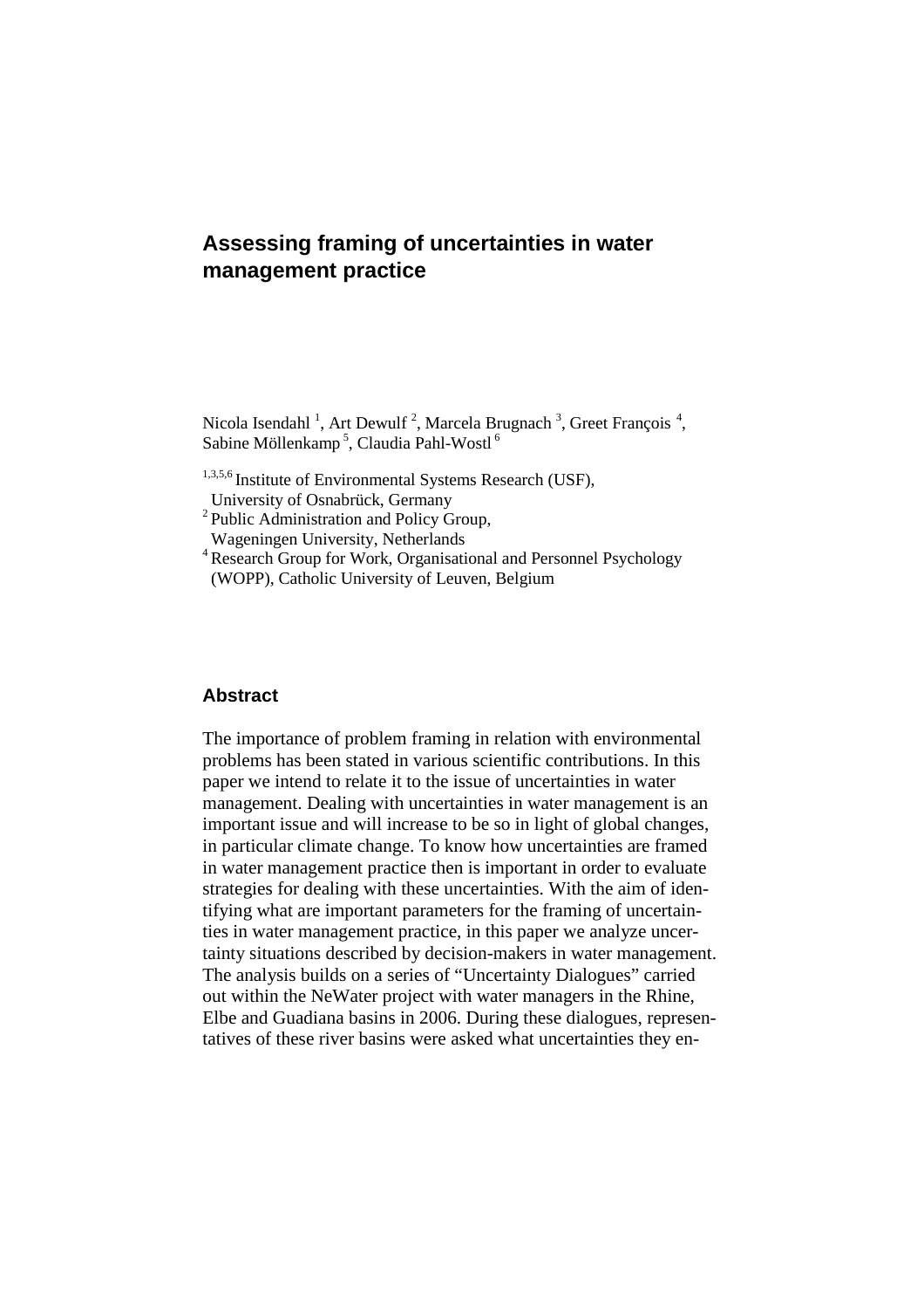# Assessing framing of uncertainties in water management practice

Nicola Isendahl [1], Art Dewulf [2], Marcela Brugnach [3], Greet François [4], Sabine Möllenkamp [5], Claudia Pahl-Wostl [6]

[1,3,5,6] Institute of Environmental Systems Research (USF), University of Osnabrück, Germany
[2] Public Administration and Policy Group, Wageningen University, Netherlands
[4] Research Group for Work, Organisational and Personnel Psychology (WOPP), Catholic University of Leuven, Belgium

## Abstract

The importance of problem framing in relation with environmental problems has been stated in various scientific contributions. In this paper we intend to relate it to the issue of uncertainties in water management. Dealing with uncertainties in water management is an important issue and will increase to be so in light of global changes, in particular climate change. To know how uncertainties are framed in water management practice then is important in order to evaluate strategies for dealing with these uncertainties. With the aim of identifying what are important parameters for the framing of uncertainties in water management practice, in this paper we analyze uncertainty situations described by decision-makers in water management. The analysis builds on a series of "Uncertainty Dialogues" carried out within the NeWater project with water managers in the Rhine, Elbe and Guadiana basins in 2006. During these dialogues, representatives of these river basins were asked what uncertainties they en-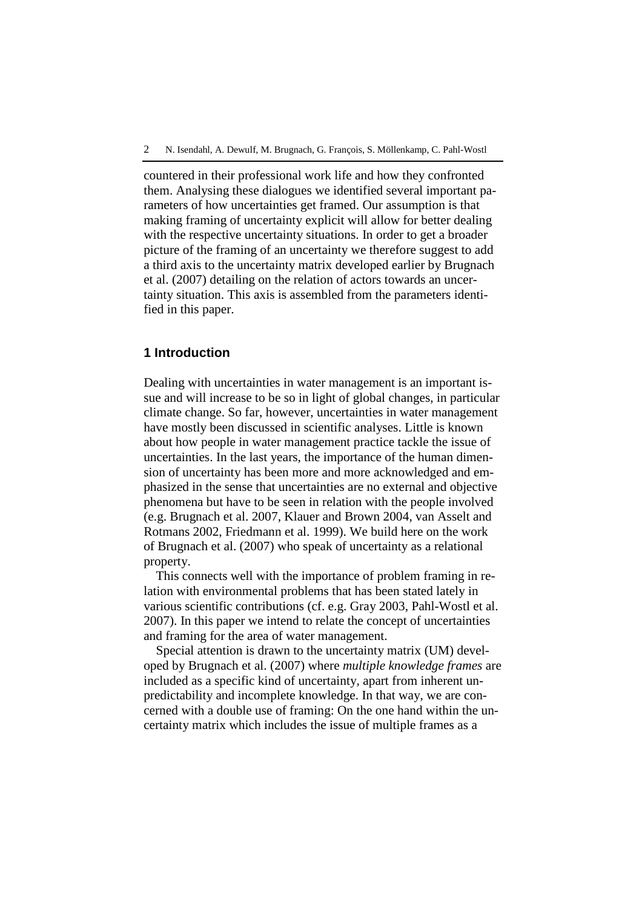countered in their professional work life and how they confronted them. Analysing these dialogues we identified several important parameters of how uncertainties get framed. Our assumption is that making framing of uncertainty explicit will allow for better dealing with the respective uncertainty situations. In order to get a broader picture of the framing of an uncertainty we therefore suggest to add a third axis to the uncertainty matrix developed earlier by Brugnach et al. (2007) detailing on the relation of actors towards an uncertainty situation. This axis is assembled from the parameters identified in this paper.

## 1 Introduction

Dealing with uncertainties in water management is an important issue and will increase to be so in light of global changes, in particular climate change. So far, however, uncertainties in water management have mostly been discussed in scientific analyses. Little is known about how people in water management practice tackle the issue of uncertainties. In the last years, the importance of the human dimension of uncertainty has been more and more acknowledged and emphasized in the sense that uncertainties are no external and objective phenomena but have to be seen in relation with the people involved (e.g. Brugnach et al. 2007, Klauer and Brown 2004, van Asselt and Rotmans 2002, Friedmann et al. 1999). We build here on the work of Brugnach et al. (2007) who speak of uncertainty as a relational property.

This connects well with the importance of problem framing in relation with environmental problems that has been stated lately in various scientific contributions (cf. e.g. Gray 2003, Pahl-Wostl et al. 2007). In this paper we intend to relate the concept of uncertainties and framing for the area of water management.

Special attention is drawn to the uncertainty matrix (UM) developed by Brugnach et al. (2007) where *multiple knowledge frames* are included as a specific kind of uncertainty, apart from inherent unpredictability and incomplete knowledge. In that way, we are concerned with a double use of framing: On the one hand within the uncertainty matrix which includes the issue of multiple frames as a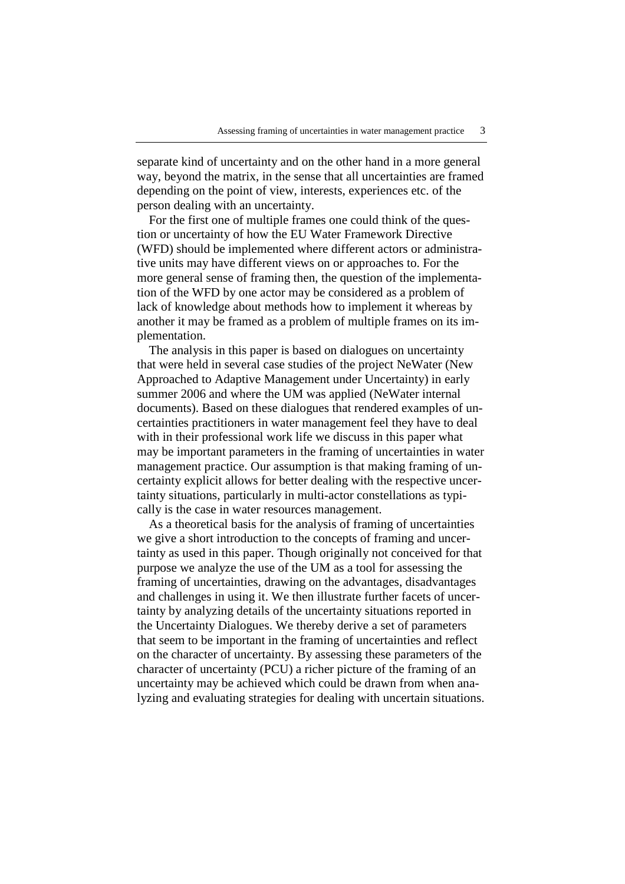separate kind of uncertainty and on the other hand in a more general way, beyond the matrix, in the sense that all uncertainties are framed depending on the point of view, interests, experiences etc. of the person dealing with an uncertainty.

For the first one of multiple frames one could think of the question or uncertainty of how the EU Water Framework Directive (WFD) should be implemented where different actors or administrative units may have different views on or approaches to. For the more general sense of framing then, the question of the implementation of the WFD by one actor may be considered as a problem of lack of knowledge about methods how to implement it whereas by another it may be framed as a problem of multiple frames on its implementation.

The analysis in this paper is based on dialogues on uncertainty that were held in several case studies of the project NeWater (New Approached to Adaptive Management under Uncertainty) in early summer 2006 and where the UM was applied (NeWater internal documents). Based on these dialogues that rendered examples of uncertainties practitioners in water management feel they have to deal with in their professional work life we discuss in this paper what may be important parameters in the framing of uncertainties in water management practice. Our assumption is that making framing of uncertainty explicit allows for better dealing with the respective uncertainty situations, particularly in multi-actor constellations as typically is the case in water resources management.

As a theoretical basis for the analysis of framing of uncertainties we give a short introduction to the concepts of framing and uncertainty as used in this paper. Though originally not conceived for that purpose we analyze the use of the UM as a tool for assessing the framing of uncertainties, drawing on the advantages, disadvantages and challenges in using it. We then illustrate further facets of uncertainty by analyzing details of the uncertainty situations reported in the Uncertainty Dialogues. We thereby derive a set of parameters that seem to be important in the framing of uncertainties and reflect on the character of uncertainty. By assessing these parameters of the character of uncertainty (PCU) a richer picture of the framing of an uncertainty may be achieved which could be drawn from when analyzing and evaluating strategies for dealing with uncertain situations.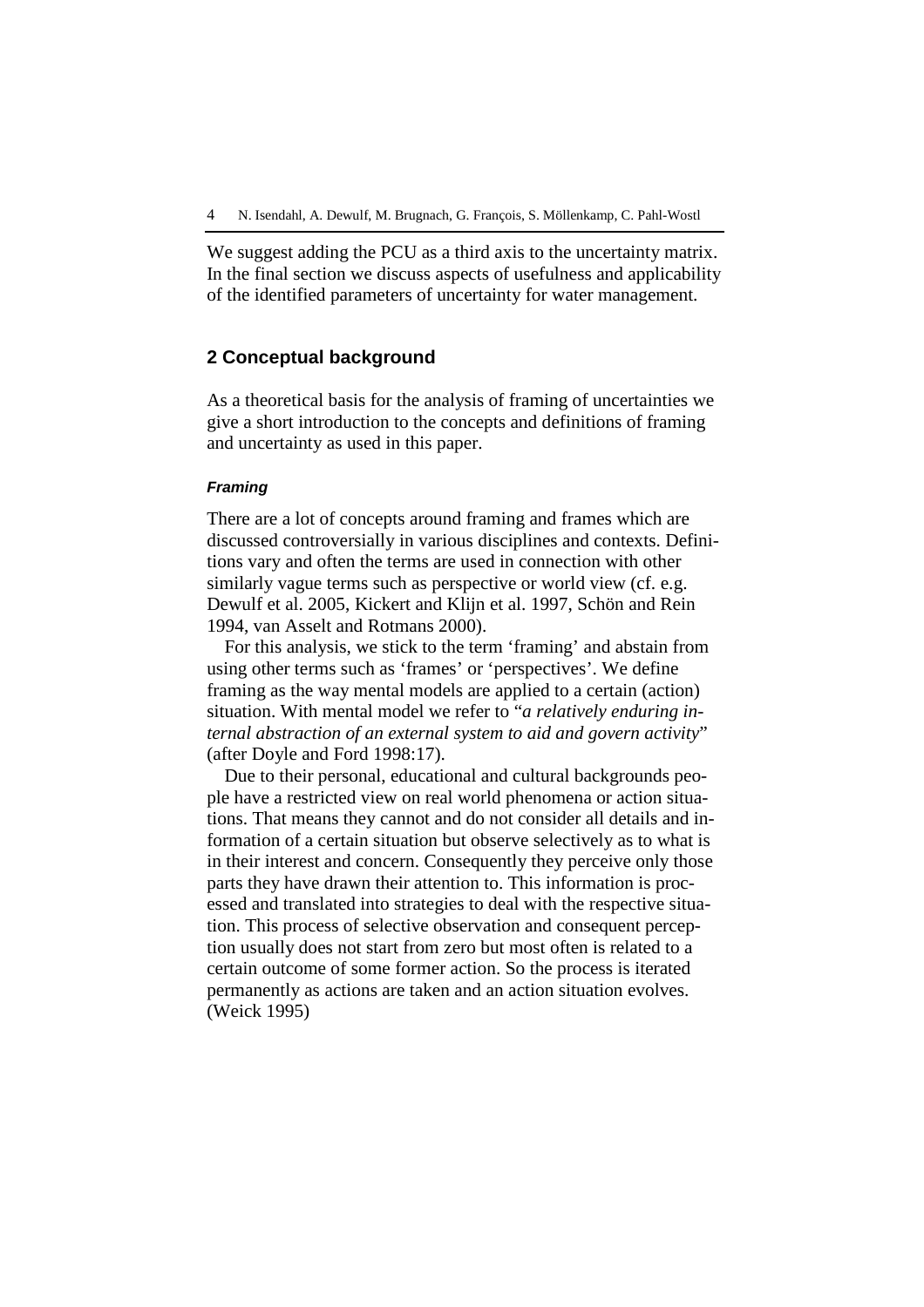We suggest adding the PCU as a third axis to the uncertainty matrix. In the final section we discuss aspects of usefulness and applicability of the identified parameters of uncertainty for water management.

## 2 Conceptual background

As a theoretical basis for the analysis of framing of uncertainties we give a short introduction to the concepts and definitions of framing and uncertainty as used in this paper.

### *Framing*

There are a lot of concepts around framing and frames which are discussed controversially in various disciplines and contexts. Definitions vary and often the terms are used in connection with other similarly vague terms such as perspective or world view (cf. e.g. Dewulf et al. 2005, Kickert and Klijn et al. 1997, Schön and Rein 1994, van Asselt and Rotmans 2000).

For this analysis, we stick to the term 'framing' and abstain from using other terms such as 'frames' or 'perspectives'. We define framing as the way mental models are applied to a certain (action) situation. With mental model we refer to "*a relatively enduring internal abstraction of an external system to aid and govern activity*" (after Doyle and Ford 1998:17).

Due to their personal, educational and cultural backgrounds people have a restricted view on real world phenomena or action situations. That means they cannot and do not consider all details and information of a certain situation but observe selectively as to what is in their interest and concern. Consequently they perceive only those parts they have drawn their attention to. This information is processed and translated into strategies to deal with the respective situation. This process of selective observation and consequent perception usually does not start from zero but most often is related to a certain outcome of some former action. So the process is iterated permanently as actions are taken and an action situation evolves. (Weick 1995)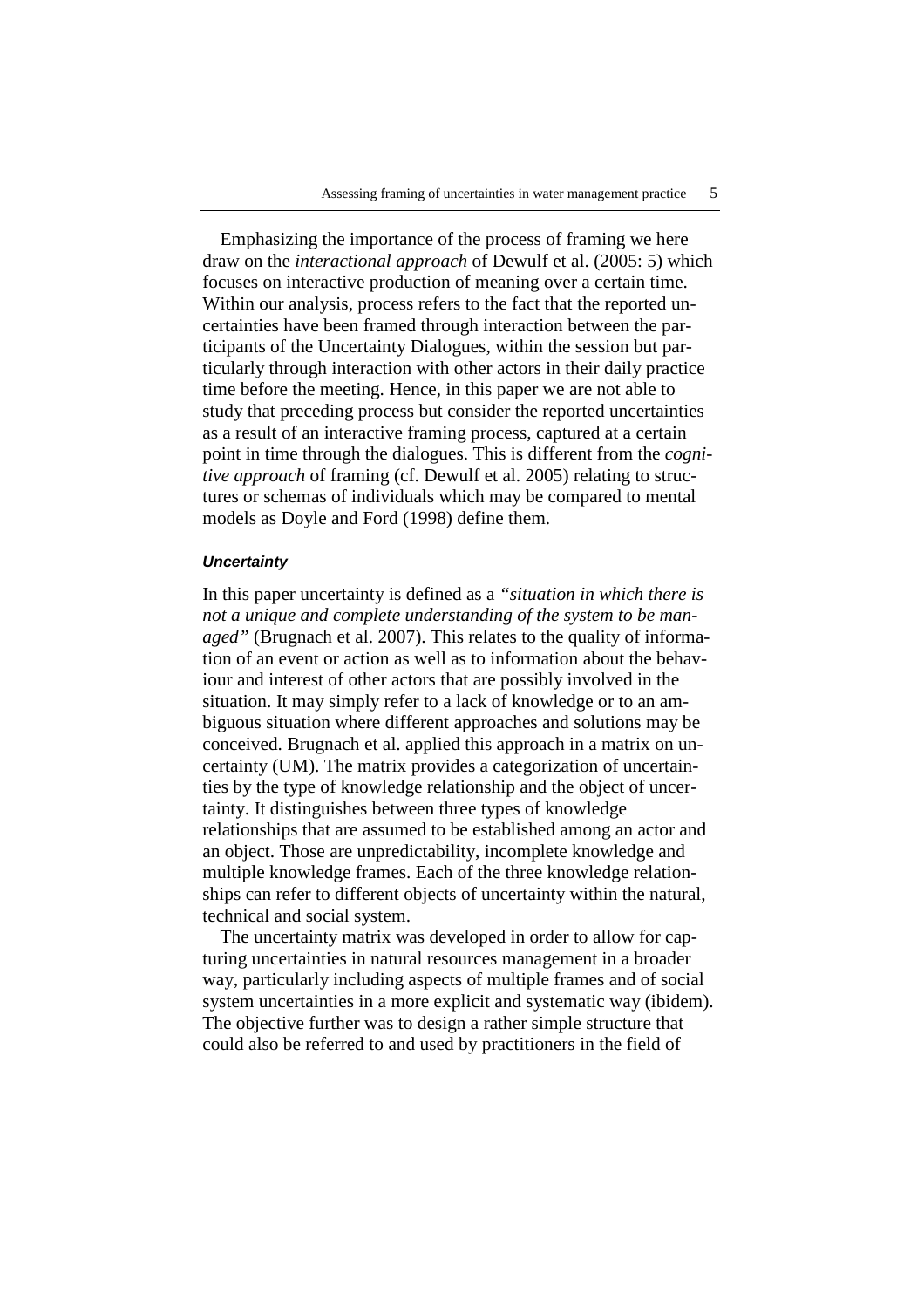Emphasizing the importance of the process of framing we here draw on the *interactional approach* of Dewulf et al. (2005: 5) which focuses on interactive production of meaning over a certain time. Within our analysis, process refers to the fact that the reported uncertainties have been framed through interaction between the participants of the Uncertainty Dialogues, within the session but particularly through interaction with other actors in their daily practice time before the meeting. Hence, in this paper we are not able to study that preceding process but consider the reported uncertainties as a result of an interactive framing process, captured at a certain point in time through the dialogues. This is different from the *cognitive approach* of framing (cf. Dewulf et al. 2005) relating to structures or schemas of individuals which may be compared to mental models as Doyle and Ford (1998) define them.

### Uncertainty

In this paper uncertainty is defined as a *"situation in which there is not a unique and complete understanding of the system to be managed"* (Brugnach et al. 2007). This relates to the quality of information of an event or action as well as to information about the behaviour and interest of other actors that are possibly involved in the situation. It may simply refer to a lack of knowledge or to an ambiguous situation where different approaches and solutions may be conceived. Brugnach et al. applied this approach in a matrix on uncertainty (UM). The matrix provides a categorization of uncertainties by the type of knowledge relationship and the object of uncertainty. It distinguishes between three types of knowledge relationships that are assumed to be established among an actor and an object. Those are unpredictability, incomplete knowledge and multiple knowledge frames. Each of the three knowledge relationships can refer to different objects of uncertainty within the natural, technical and social system.

The uncertainty matrix was developed in order to allow for capturing uncertainties in natural resources management in a broader way, particularly including aspects of multiple frames and of social system uncertainties in a more explicit and systematic way (ibidem). The objective further was to design a rather simple structure that could also be referred to and used by practitioners in the field of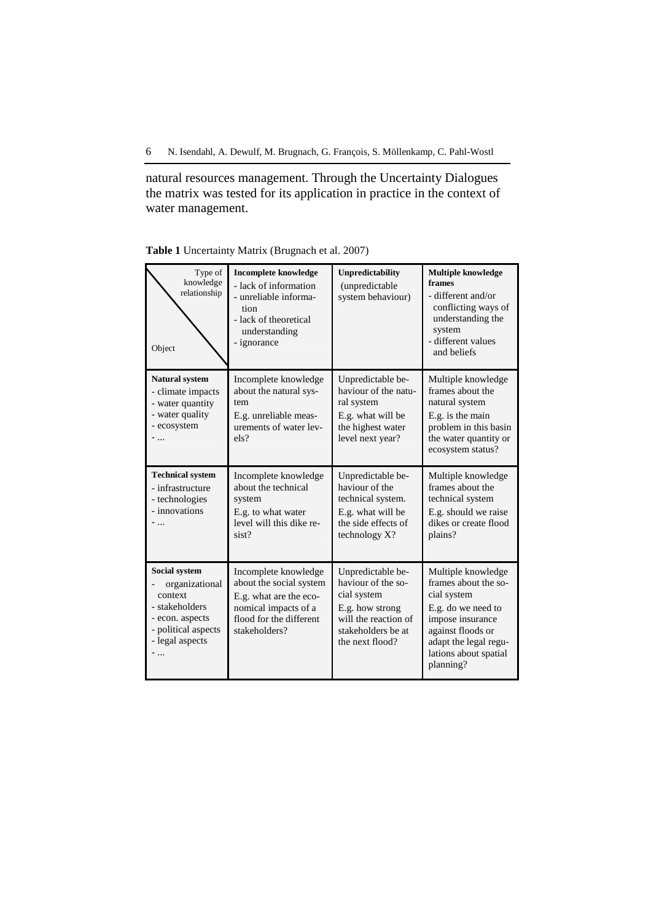natural resources management. Through the Uncertainty Dialogues the matrix was tested for its application in practice in the context of water management.

**Table 1** Uncertainty Matrix (Brugnach et al. 2007)

| Type of knowledge relationship / Object | **Incomplete knowledge**<br>- lack of information<br>- unreliable information<br>- lack of theoretical understanding<br>- ignorance | **Unpredictability**<br>(unpredictable system behaviour) | **Multiple knowledge frames**<br>- different and/or conflicting ways of understanding the system<br>- different values and beliefs |
|---|---|---|---|
| **Natural system**<br>- climate impacts<br>- water quantity<br>- water quality<br>- ecosystem<br>- ... | Incomplete knowledge about the natural system<br>E.g. unreliable measurements of water levels? | Unpredictable behaviour of the natural system<br>E.g. what will be the highest water level next year? | Multiple knowledge frames about the natural system<br>E.g. is the main problem in this basin the water quantity or ecosystem status? |
| **Technical system**<br>- infrastructure<br>- technologies<br>- innovations<br>- ... | Incomplete knowledge about the technical system<br>E.g. to what water level will this dike resist? | Unpredictable behaviour of the technical system.<br>E.g. what will be the side effects of technology X? | Multiple knowledge frames about the technical system<br>E.g. should we raise dikes or create flood plains? |
| **Social system**<br>- organizational context<br>- stakeholders<br>- econ. aspects<br>- political aspects<br>- legal aspects<br>- ... | Incomplete knowledge about the social system<br>E.g. what are the economical impacts of a flood for the different stakeholders? | Unpredictable behaviour of the social system<br>E.g. how strong will the reaction of stakeholders be at the next flood? | Multiple knowledge frames about the social system<br>E.g. do we need to impose insurance against floods or adapt the legal regulations about spatial planning? |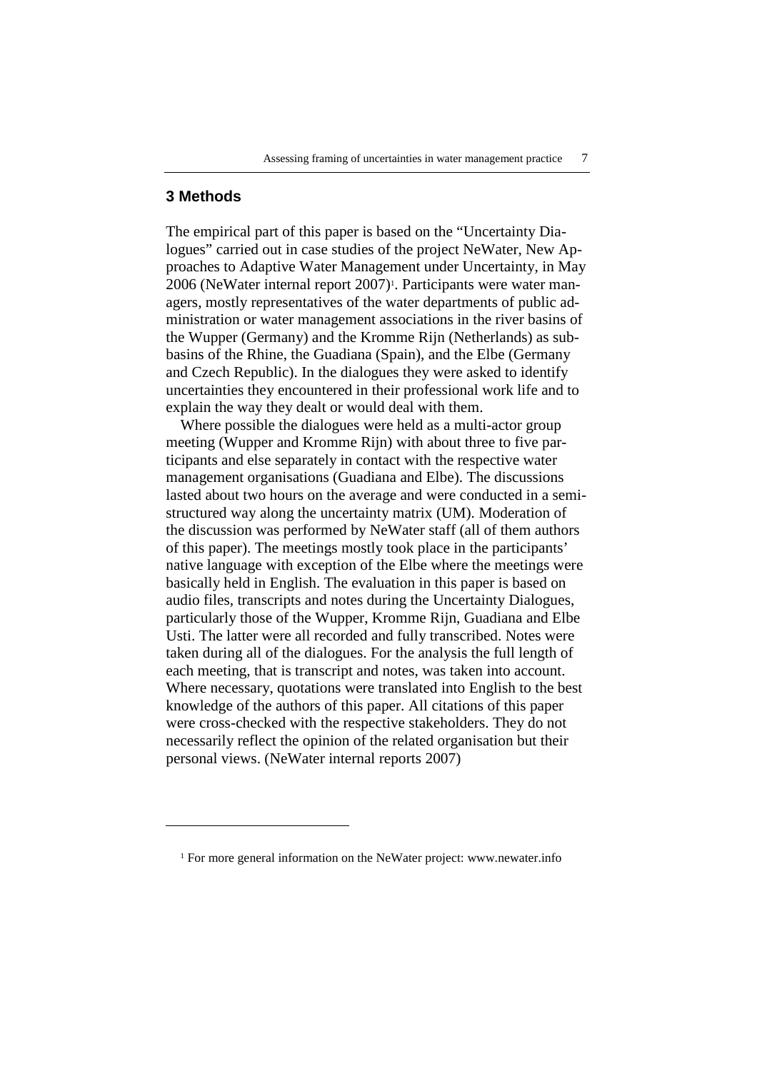## 3 Methods

The empirical part of this paper is based on the "Uncertainty Dialogues" carried out in case studies of the project NeWater, New Approaches to Adaptive Water Management under Uncertainty, in May 2006 (NeWater internal report 2007)[1]. Participants were water managers, mostly representatives of the water departments of public administration or water management associations in the river basins of the Wupper (Germany) and the Kromme Rijn (Netherlands) as sub-basins of the Rhine, the Guadiana (Spain), and the Elbe (Germany and Czech Republic). In the dialogues they were asked to identify uncertainties they encountered in their professional work life and to explain the way they dealt or would deal with them.

Where possible the dialogues were held as a multi-actor group meeting (Wupper and Kromme Rijn) with about three to five participants and else separately in contact with the respective water management organisations (Guadiana and Elbe). The discussions lasted about two hours on the average and were conducted in a semi-structured way along the uncertainty matrix (UM). Moderation of the discussion was performed by NeWater staff (all of them authors of this paper). The meetings mostly took place in the participants' native language with exception of the Elbe where the meetings were basically held in English. The evaluation in this paper is based on audio files, transcripts and notes during the Uncertainty Dialogues, particularly those of the Wupper, Kromme Rijn, Guadiana and Elbe Usti. The latter were all recorded and fully transcribed. Notes were taken during all of the dialogues. For the analysis the full length of each meeting, that is transcript and notes, was taken into account. Where necessary, quotations were translated into English to the best knowledge of the authors of this paper. All citations of this paper were cross-checked with the respective stakeholders. They do not necessarily reflect the opinion of the related organisation but their personal views. (NeWater internal reports 2007)

---

[1] For more general information on the NeWater project: www.newater.info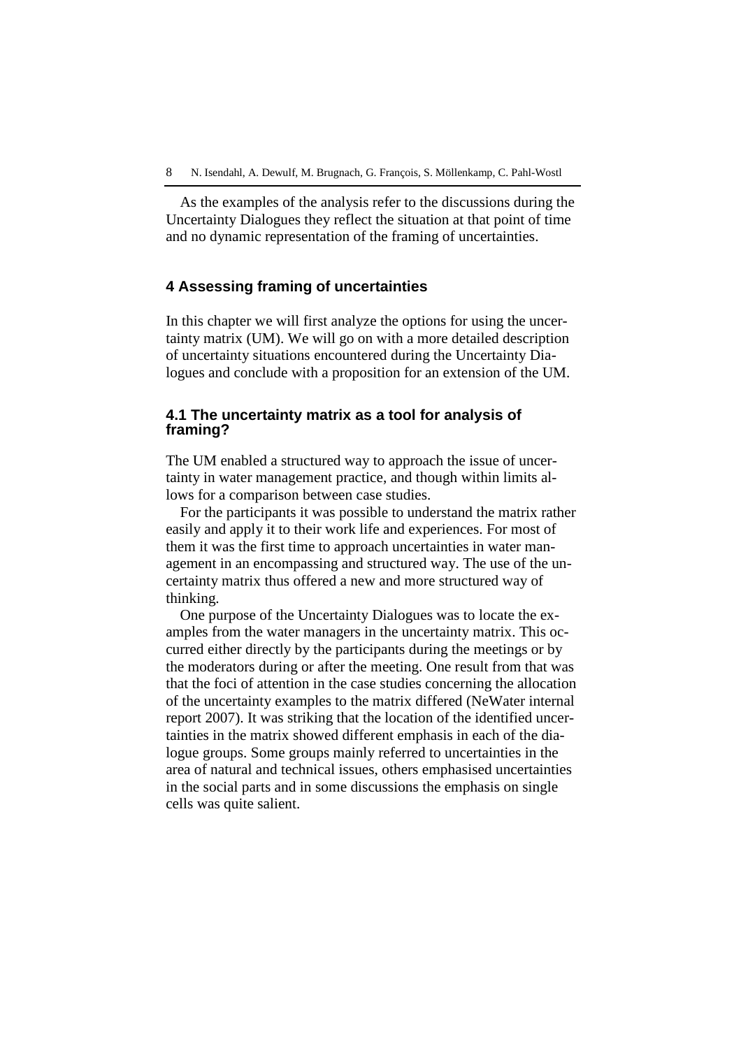As the examples of the analysis refer to the discussions during the Uncertainty Dialogues they reflect the situation at that point of time and no dynamic representation of the framing of uncertainties.

## 4 Assessing framing of uncertainties

In this chapter we will first analyze the options for using the uncertainty matrix (UM). We will go on with a more detailed description of uncertainty situations encountered during the Uncertainty Dialogues and conclude with a proposition for an extension of the UM.

### 4.1 The uncertainty matrix as a tool for analysis of framing?

The UM enabled a structured way to approach the issue of uncertainty in water management practice, and though within limits allows for a comparison between case studies.

For the participants it was possible to understand the matrix rather easily and apply it to their work life and experiences. For most of them it was the first time to approach uncertainties in water management in an encompassing and structured way. The use of the uncertainty matrix thus offered a new and more structured way of thinking.

One purpose of the Uncertainty Dialogues was to locate the examples from the water managers in the uncertainty matrix. This occurred either directly by the participants during the meetings or by the moderators during or after the meeting. One result from that was that the foci of attention in the case studies concerning the allocation of the uncertainty examples to the matrix differed (NeWater internal report 2007). It was striking that the location of the identified uncertainties in the matrix showed different emphasis in each of the dialogue groups. Some groups mainly referred to uncertainties in the area of natural and technical issues, others emphasised uncertainties in the social parts and in some discussions the emphasis on single cells was quite salient.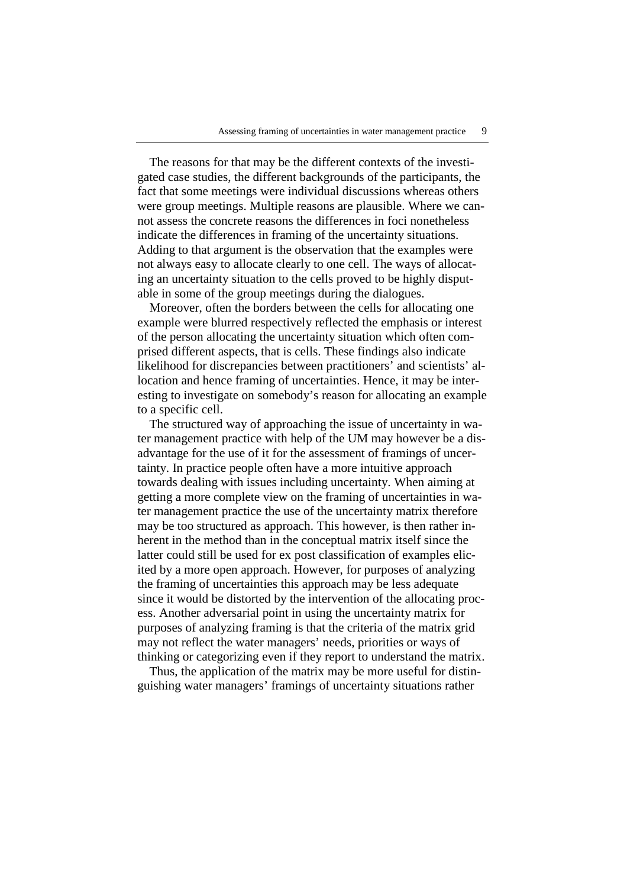The reasons for that may be the different contexts of the investigated case studies, the different backgrounds of the participants, the fact that some meetings were individual discussions whereas others were group meetings. Multiple reasons are plausible. Where we cannot assess the concrete reasons the differences in foci nonetheless indicate the differences in framing of the uncertainty situations. Adding to that argument is the observation that the examples were not always easy to allocate clearly to one cell. The ways of allocating an uncertainty situation to the cells proved to be highly disputable in some of the group meetings during the dialogues.

Moreover, often the borders between the cells for allocating one example were blurred respectively reflected the emphasis or interest of the person allocating the uncertainty situation which often comprised different aspects, that is cells. These findings also indicate likelihood for discrepancies between practitioners' and scientists' allocation and hence framing of uncertainties. Hence, it may be interesting to investigate on somebody's reason for allocating an example to a specific cell.

The structured way of approaching the issue of uncertainty in water management practice with help of the UM may however be a disadvantage for the use of it for the assessment of framings of uncertainty. In practice people often have a more intuitive approach towards dealing with issues including uncertainty. When aiming at getting a more complete view on the framing of uncertainties in water management practice the use of the uncertainty matrix therefore may be too structured as approach. This however, is then rather inherent in the method than in the conceptual matrix itself since the latter could still be used for ex post classification of examples elicited by a more open approach. However, for purposes of analyzing the framing of uncertainties this approach may be less adequate since it would be distorted by the intervention of the allocating process. Another adversarial point in using the uncertainty matrix for purposes of analyzing framing is that the criteria of the matrix grid may not reflect the water managers' needs, priorities or ways of thinking or categorizing even if they report to understand the matrix.

Thus, the application of the matrix may be more useful for distinguishing water managers' framings of uncertainty situations rather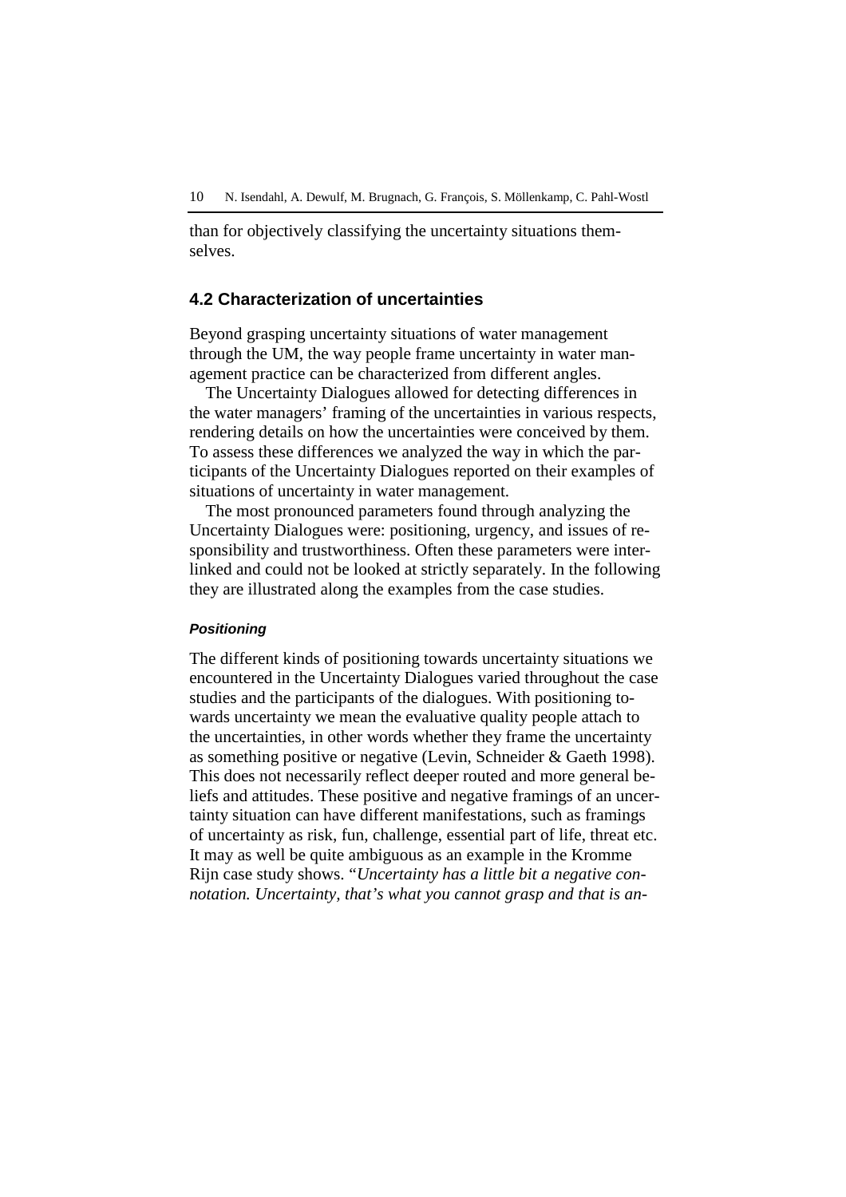than for objectively classifying the uncertainty situations themselves.

## 4.2 Characterization of uncertainties

Beyond grasping uncertainty situations of water management through the UM, the way people frame uncertainty in water management practice can be characterized from different angles.

The Uncertainty Dialogues allowed for detecting differences in the water managers' framing of the uncertainties in various respects, rendering details on how the uncertainties were conceived by them. To assess these differences we analyzed the way in which the participants of the Uncertainty Dialogues reported on their examples of situations of uncertainty in water management.

The most pronounced parameters found through analyzing the Uncertainty Dialogues were: positioning, urgency, and issues of responsibility and trustworthiness. Often these parameters were interlinked and could not be looked at strictly separately. In the following they are illustrated along the examples from the case studies.

#### *Positioning*

The different kinds of positioning towards uncertainty situations we encountered in the Uncertainty Dialogues varied throughout the case studies and the participants of the dialogues. With positioning towards uncertainty we mean the evaluative quality people attach to the uncertainties, in other words whether they frame the uncertainty as something positive or negative (Levin, Schneider & Gaeth 1998). This does not necessarily reflect deeper routed and more general beliefs and attitudes. These positive and negative framings of an uncertainty situation can have different manifestations, such as framings of uncertainty as risk, fun, challenge, essential part of life, threat etc. It may as well be quite ambiguous as an example in the Kromme Rijn case study shows. "*Uncertainty has a little bit a negative connotation. Uncertainty, that's what you cannot grasp and that is an-*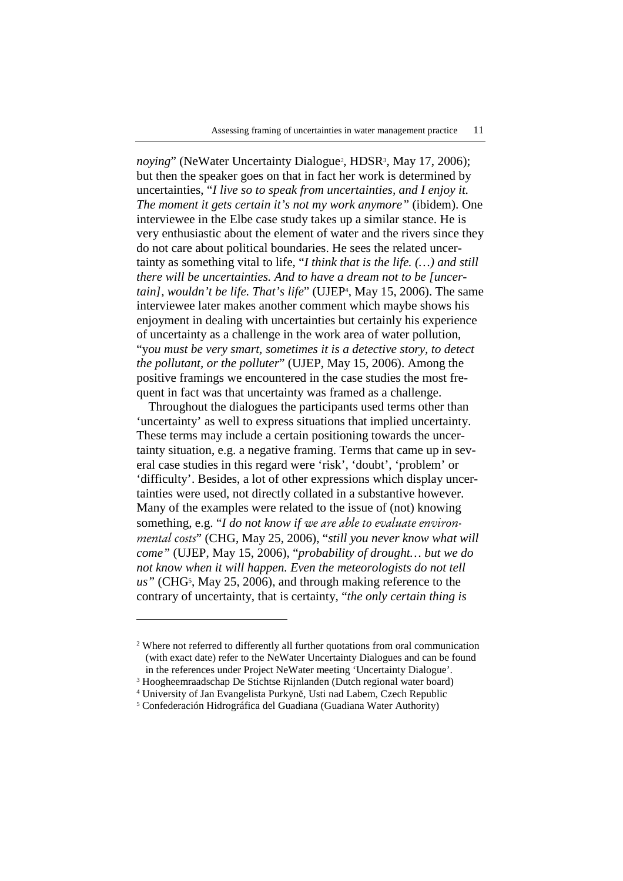*noying*" (NeWater Uncertainty Dialogue[2], HDSR[3], May 17, 2006); but then the speaker goes on that in fact her work is determined by uncertainties, "*I live so to speak from uncertainties, and I enjoy it. The moment it gets certain it's not my work anymore"* (ibidem). One interviewee in the Elbe case study takes up a similar stance. He is very enthusiastic about the element of water and the rivers since they do not care about political boundaries. He sees the related uncertainty as something vital to life, "*I think that is the life. (…) and still there will be uncertainties. And to have a dream not to be [uncertain], wouldn't be life. That's life*" (UJEP[4], May 15, 2006). The same interviewee later makes another comment which maybe shows his enjoyment in dealing with uncertainties but certainly his experience of uncertainty as a challenge in the work area of water pollution, "*you must be very smart, sometimes it is a detective story, to detect the pollutant, or the polluter*" (UJEP, May 15, 2006). Among the positive framings we encountered in the case studies the most frequent in fact was that uncertainty was framed as a challenge.

Throughout the dialogues the participants used terms other than 'uncertainty' as well to express situations that implied uncertainty. These terms may include a certain positioning towards the uncertainty situation, e.g. a negative framing. Terms that came up in several case studies in this regard were 'risk', 'doubt', 'problem' or 'difficulty'. Besides, a lot of other expressions which display uncertainties were used, not directly collated in a substantive however. Many of the examples were related to the issue of (not) knowing something, e.g. "*I do not know if we are able to evaluate environmental costs*" (CHG, May 25, 2006), "*still you never know what will come"* (UJEP, May 15, 2006), "*probability of drought… but we do not know when it will happen. Even the meteorologists do not tell us"* (CHG[5], May 25, 2006), and through making reference to the contrary of uncertainty, that is certainty, "*the only certain thing is*

---

[2] Where not referred to differently all further quotations from oral communication (with exact date) refer to the NeWater Uncertainty Dialogues and can be found in the references under Project NeWater meeting 'Uncertainty Dialogue'.

[3] Hoogheemraadschap De Stichtse Rijnlanden (Dutch regional water board)

[4] University of Jan Evangelista Purkyně, Usti nad Labem, Czech Republic

[5] Confederación Hidrográfica del Guadiana (Guadiana Water Authority)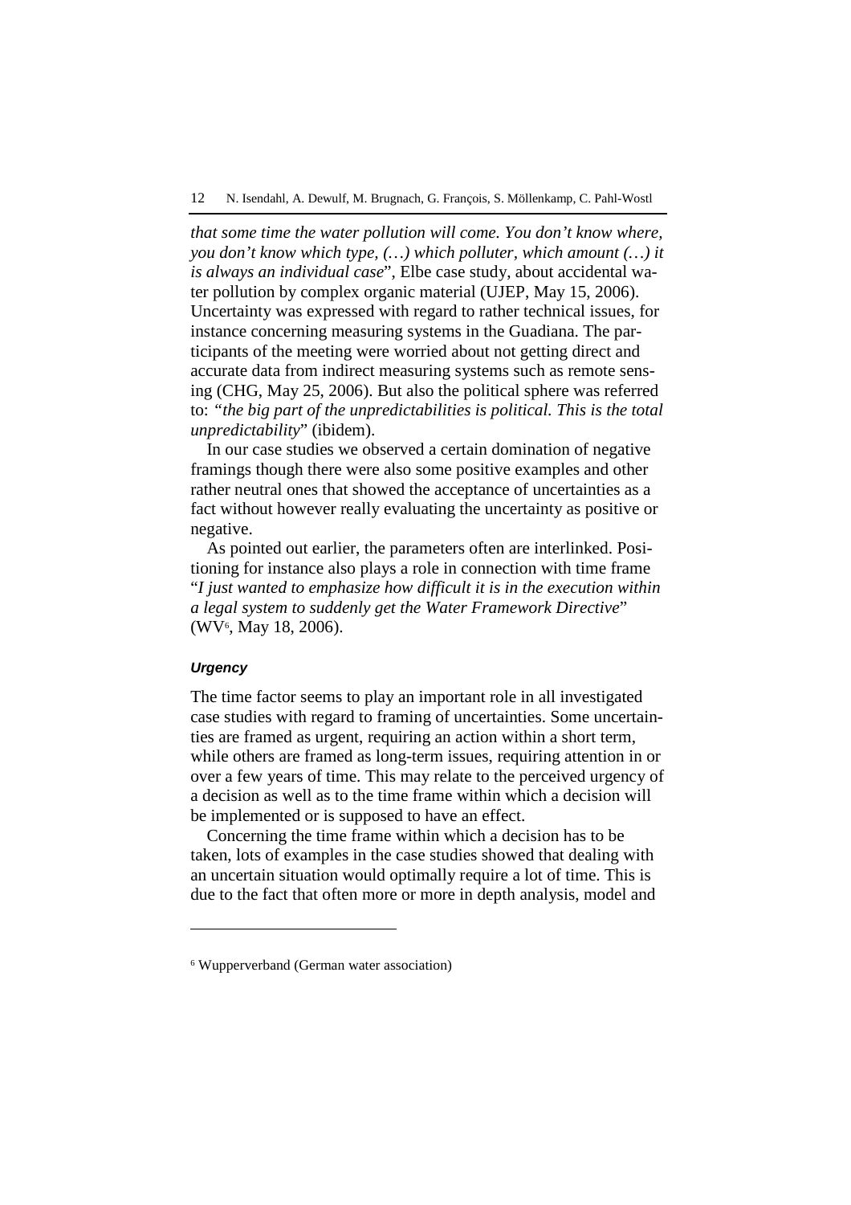*that some time the water pollution will come. You don't know where, you don't know which type, (…) which polluter, which amount (…) it is always an individual case*", Elbe case study, about accidental water pollution by complex organic material (UJEP, May 15, 2006). Uncertainty was expressed with regard to rather technical issues, for instance concerning measuring systems in the Guadiana. The participants of the meeting were worried about not getting direct and accurate data from indirect measuring systems such as remote sensing (CHG, May 25, 2006). But also the political sphere was referred to: *"the big part of the unpredictabilities is political. This is the total unpredictability*" (ibidem).

In our case studies we observed a certain domination of negative framings though there were also some positive examples and other rather neutral ones that showed the acceptance of uncertainties as a fact without however really evaluating the uncertainty as positive or negative.

As pointed out earlier, the parameters often are interlinked. Positioning for instance also plays a role in connection with time frame "*I just wanted to emphasize how difficult it is in the execution within a legal system to suddenly get the Water Framework Directive*" (WV[6], May 18, 2006).

#### *Urgency*

The time factor seems to play an important role in all investigated case studies with regard to framing of uncertainties. Some uncertainties are framed as urgent, requiring an action within a short term, while others are framed as long-term issues, requiring attention in or over a few years of time. This may relate to the perceived urgency of a decision as well as to the time frame within which a decision will be implemented or is supposed to have an effect.

Concerning the time frame within which a decision has to be taken, lots of examples in the case studies showed that dealing with an uncertain situation would optimally require a lot of time. This is due to the fact that often more or more in depth analysis, model and

---

[6] Wupperverband (German water association)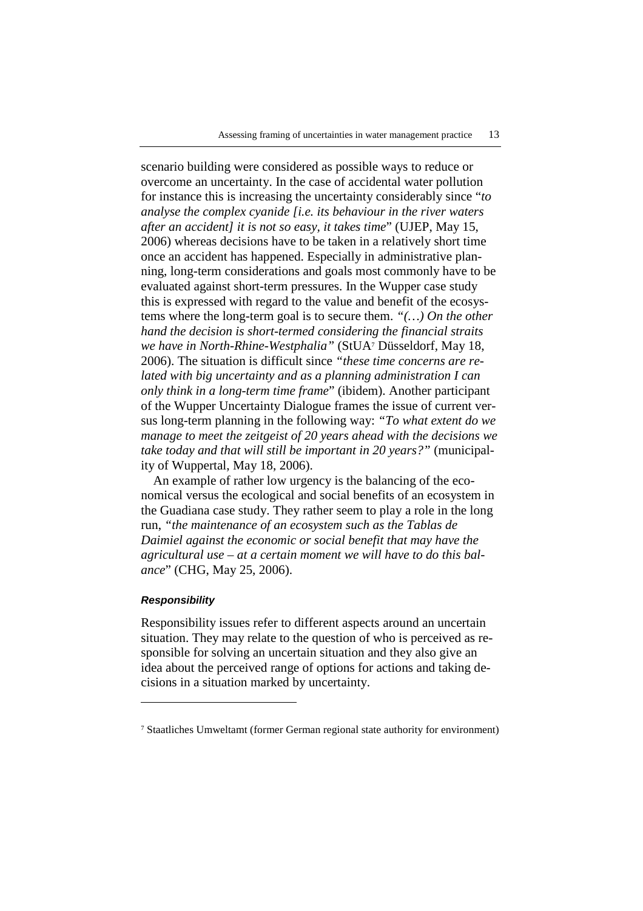scenario building were considered as possible ways to reduce or overcome an uncertainty. In the case of accidental water pollution for instance this is increasing the uncertainty considerably since "*to analyse the complex cyanide [i.e. its behaviour in the river waters after an accident] it is not so easy, it takes time*" (UJEP, May 15, 2006) whereas decisions have to be taken in a relatively short time once an accident has happened. Especially in administrative planning, long-term considerations and goals most commonly have to be evaluated against short-term pressures. In the Wupper case study this is expressed with regard to the value and benefit of the ecosystems where the long-term goal is to secure them. *"(…) On the other hand the decision is short-termed considering the financial straits we have in North-Rhine-Westphalia"* (StUA[7] Düsseldorf, May 18, 2006). The situation is difficult since *"these time concerns are related with big uncertainty and as a planning administration I can only think in a long-term time frame*" (ibidem). Another participant of the Wupper Uncertainty Dialogue frames the issue of current versus long-term planning in the following way: *"To what extent do we manage to meet the zeitgeist of 20 years ahead with the decisions we take today and that will still be important in 20 years?"* (municipality of Wuppertal, May 18, 2006).

An example of rather low urgency is the balancing of the economical versus the ecological and social benefits of an ecosystem in the Guadiana case study. They rather seem to play a role in the long run, *"the maintenance of an ecosystem such as the Tablas de Daimiel against the economic or social benefit that may have the agricultural use – at a certain moment we will have to do this balance*" (CHG, May 25, 2006).

#### ***Responsibility***

Responsibility issues refer to different aspects around an uncertain situation. They may relate to the question of who is perceived as responsible for solving an uncertain situation and they also give an idea about the perceived range of options for actions and taking decisions in a situation marked by uncertainty.

---

[7] Staatliches Umweltamt (former German regional state authority for environment)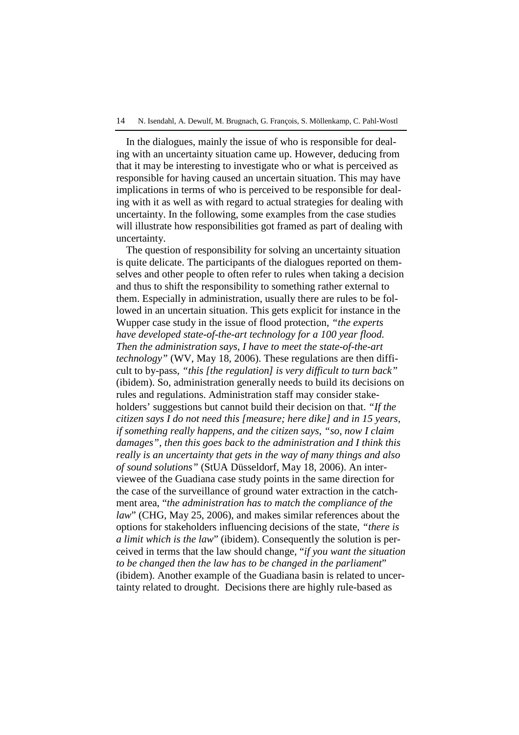In the dialogues, mainly the issue of who is responsible for dealing with an uncertainty situation came up. However, deducing from that it may be interesting to investigate who or what is perceived as responsible for having caused an uncertain situation. This may have implications in terms of who is perceived to be responsible for dealing with it as well as with regard to actual strategies for dealing with uncertainty. In the following, some examples from the case studies will illustrate how responsibilities got framed as part of dealing with uncertainty.

The question of responsibility for solving an uncertainty situation is quite delicate. The participants of the dialogues reported on themselves and other people to often refer to rules when taking a decision and thus to shift the responsibility to something rather external to them. Especially in administration, usually there are rules to be followed in an uncertain situation. This gets explicit for instance in the Wupper case study in the issue of flood protection, *"the experts have developed state-of-the-art technology for a 100 year flood. Then the administration says, I have to meet the state-of-the-art technology"* (WV, May 18, 2006). These regulations are then difficult to by-pass, *"this [the regulation] is very difficult to turn back"* (ibidem). So, administration generally needs to build its decisions on rules and regulations. Administration staff may consider stakeholders' suggestions but cannot build their decision on that. *"If the citizen says I do not need this [measure; here dike] and in 15 years, if something really happens, and the citizen says, "so, now I claim damages", then this goes back to the administration and I think this really is an uncertainty that gets in the way of many things and also of sound solutions"* (StUA Düsseldorf, May 18, 2006). An interviewee of the Guadiana case study points in the same direction for the case of the surveillance of ground water extraction in the catchment area, "*the administration has to match the compliance of the law*" (CHG, May 25, 2006), and makes similar references about the options for stakeholders influencing decisions of the state, *"there is a limit which is the law*" (ibidem). Consequently the solution is perceived in terms that the law should change, "*if you want the situation to be changed then the law has to be changed in the parliament*" (ibidem). Another example of the Guadiana basin is related to uncertainty related to drought. Decisions there are highly rule-based as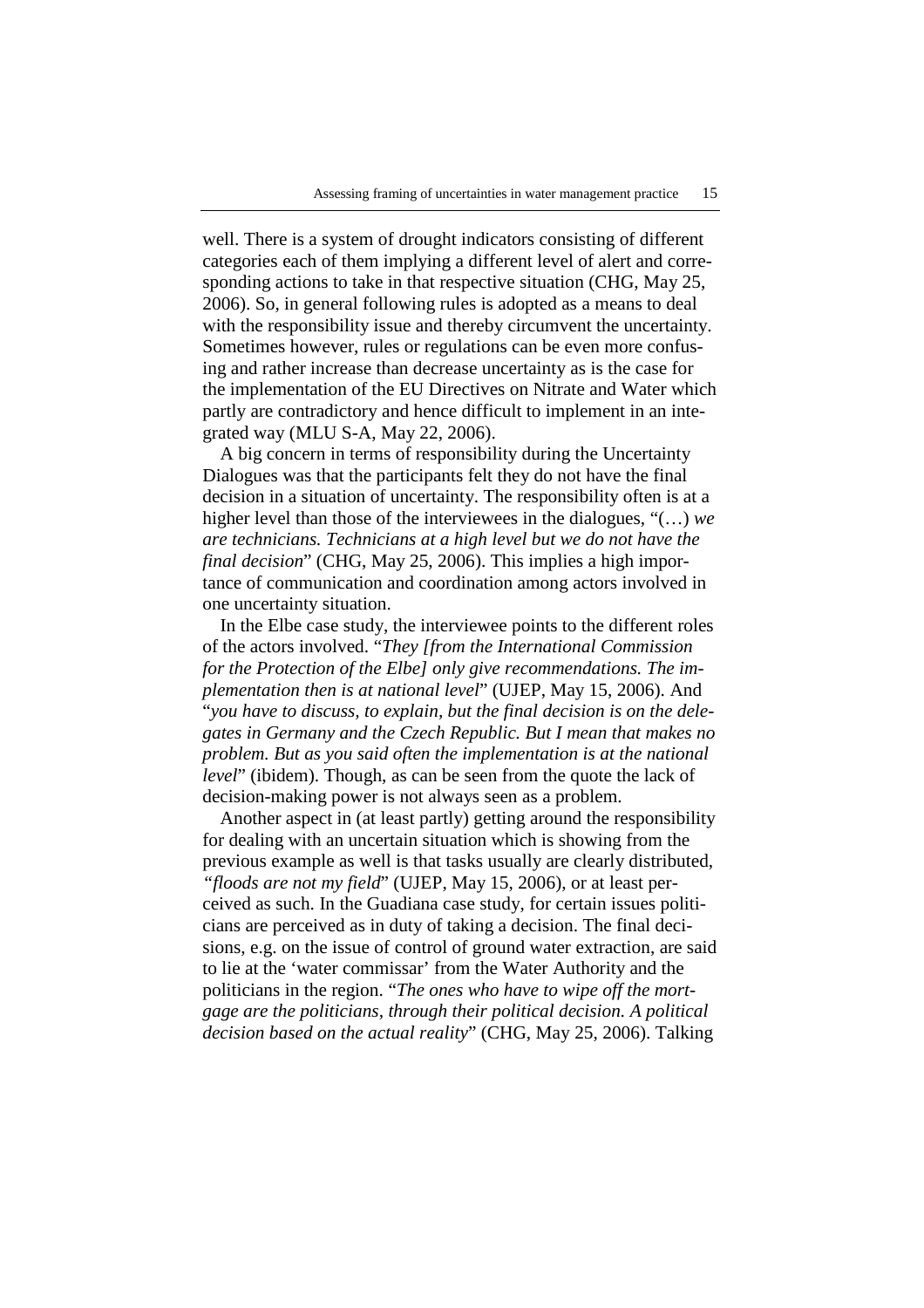well. There is a system of drought indicators consisting of different categories each of them implying a different level of alert and corresponding actions to take in that respective situation (CHG, May 25, 2006). So, in general following rules is adopted as a means to deal with the responsibility issue and thereby circumvent the uncertainty. Sometimes however, rules or regulations can be even more confusing and rather increase than decrease uncertainty as is the case for the implementation of the EU Directives on Nitrate and Water which partly are contradictory and hence difficult to implement in an integrated way (MLU S-A, May 22, 2006).

A big concern in terms of responsibility during the Uncertainty Dialogues was that the participants felt they do not have the final decision in a situation of uncertainty. The responsibility often is at a higher level than those of the interviewees in the dialogues, "(…) *we are technicians. Technicians at a high level but we do not have the final decision*" (CHG, May 25, 2006). This implies a high importance of communication and coordination among actors involved in one uncertainty situation.

In the Elbe case study, the interviewee points to the different roles of the actors involved. "*They [from the International Commission for the Protection of the Elbe] only give recommendations. The implementation then is at national level*" (UJEP, May 15, 2006). And "*you have to discuss, to explain, but the final decision is on the delegates in Germany and the Czech Republic. But I mean that makes no problem. But as you said often the implementation is at the national level*" (ibidem). Though, as can be seen from the quote the lack of decision-making power is not always seen as a problem.

Another aspect in (at least partly) getting around the responsibility for dealing with an uncertain situation which is showing from the previous example as well is that tasks usually are clearly distributed, "*floods are not my field*" (UJEP, May 15, 2006), or at least perceived as such. In the Guadiana case study, for certain issues politicians are perceived as in duty of taking a decision. The final decisions, e.g. on the issue of control of ground water extraction, are said to lie at the 'water commissar' from the Water Authority and the politicians in the region. "*The ones who have to wipe off the mortgage are the politicians, through their political decision. A political decision based on the actual reality*" (CHG, May 25, 2006). Talking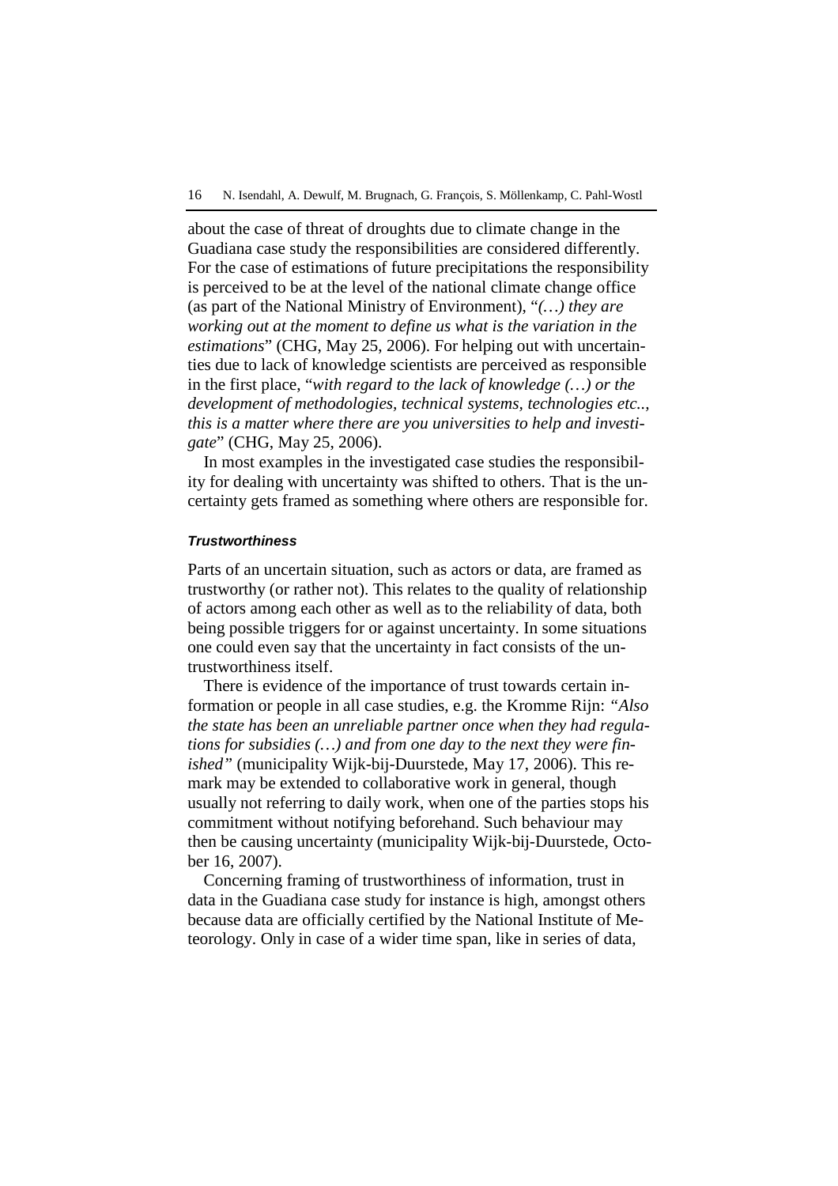about the case of threat of droughts due to climate change in the Guadiana case study the responsibilities are considered differently. For the case of estimations of future precipitations the responsibility is perceived to be at the level of the national climate change office (as part of the National Ministry of Environment), "*(…) they are working out at the moment to define us what is the variation in the estimations*" (CHG, May 25, 2006). For helping out with uncertainties due to lack of knowledge scientists are perceived as responsible in the first place, "*with regard to the lack of knowledge (…) or the development of methodologies, technical systems, technologies etc.., this is a matter where there are you universities to help and investigate*" (CHG, May 25, 2006).

In most examples in the investigated case studies the responsibility for dealing with uncertainty was shifted to others. That is the uncertainty gets framed as something where others are responsible for.

#### *Trustworthiness*

Parts of an uncertain situation, such as actors or data, are framed as trustworthy (or rather not). This relates to the quality of relationship of actors among each other as well as to the reliability of data, both being possible triggers for or against uncertainty. In some situations one could even say that the uncertainty in fact consists of the untrustworthiness itself.

There is evidence of the importance of trust towards certain information or people in all case studies, e.g. the Kromme Rijn: *"Also the state has been an unreliable partner once when they had regulations for subsidies (…) and from one day to the next they were finished"* (municipality Wijk-bij-Duurstede, May 17, 2006). This remark may be extended to collaborative work in general, though usually not referring to daily work, when one of the parties stops his commitment without notifying beforehand. Such behaviour may then be causing uncertainty (municipality Wijk-bij-Duurstede, October 16, 2007).

Concerning framing of trustworthiness of information, trust in data in the Guadiana case study for instance is high, amongst others because data are officially certified by the National Institute of Meteorology. Only in case of a wider time span, like in series of data,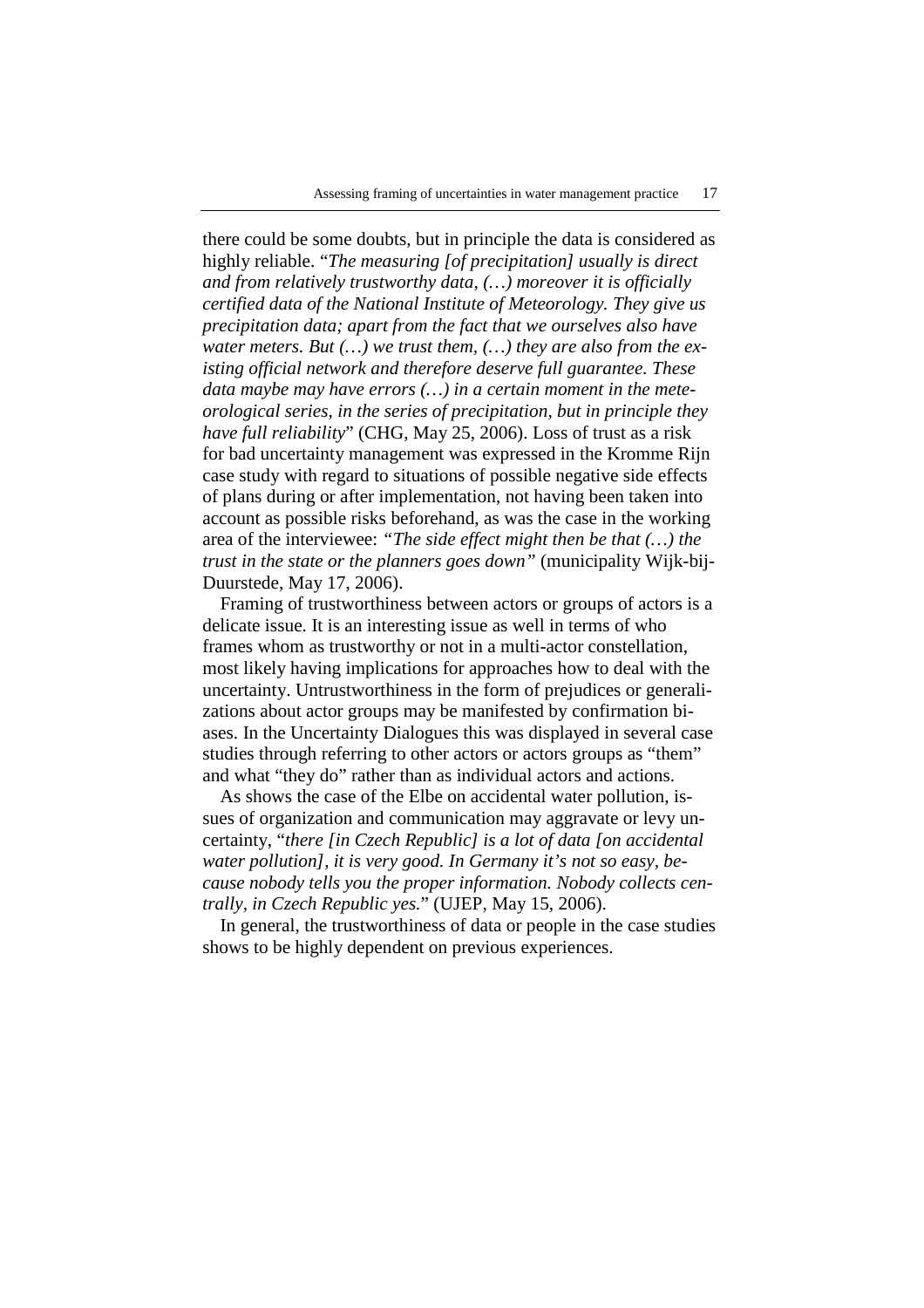there could be some doubts, but in principle the data is considered as highly reliable. "*The measuring [of precipitation] usually is direct and from relatively trustworthy data, (…) moreover it is officially certified data of the National Institute of Meteorology. They give us precipitation data; apart from the fact that we ourselves also have water meters. But (…) we trust them, (…) they are also from the existing official network and therefore deserve full guarantee. These data maybe may have errors (…) in a certain moment in the meteorological series, in the series of precipitation, but in principle they have full reliability*" (CHG, May 25, 2006). Loss of trust as a risk for bad uncertainty management was expressed in the Kromme Rijn case study with regard to situations of possible negative side effects of plans during or after implementation, not having been taken into account as possible risks beforehand, as was the case in the working area of the interviewee: *"The side effect might then be that (…) the trust in the state or the planners goes down"* (municipality Wijk-bij-Duurstede, May 17, 2006).

Framing of trustworthiness between actors or groups of actors is a delicate issue. It is an interesting issue as well in terms of who frames whom as trustworthy or not in a multi-actor constellation, most likely having implications for approaches how to deal with the uncertainty. Untrustworthiness in the form of prejudices or generalizations about actor groups may be manifested by confirmation biases. In the Uncertainty Dialogues this was displayed in several case studies through referring to other actors or actors groups as "them" and what "they do" rather than as individual actors and actions.

As shows the case of the Elbe on accidental water pollution, issues of organization and communication may aggravate or levy uncertainty, "*there [in Czech Republic] is a lot of data [on accidental water pollution], it is very good. In Germany it's not so easy, because nobody tells you the proper information. Nobody collects centrally, in Czech Republic yes.*" (UJEP, May 15, 2006).

In general, the trustworthiness of data or people in the case studies shows to be highly dependent on previous experiences.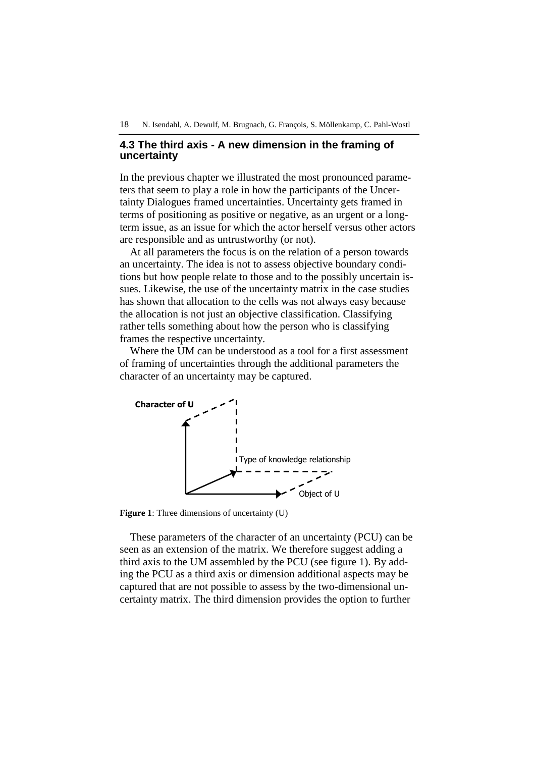## 4.3 The third axis - A new dimension in the framing of uncertainty

In the previous chapter we illustrated the most pronounced parameters that seem to play a role in how the participants of the Uncertainty Dialogues framed uncertainties. Uncertainty gets framed in terms of positioning as positive or negative, as an urgent or a long-term issue, as an issue for which the actor herself versus other actors are responsible and as untrustworthy (or not).

At all parameters the focus is on the relation of a person towards an uncertainty. The idea is not to assess objective boundary conditions but how people relate to those and to the possibly uncertain issues. Likewise, the use of the uncertainty matrix in the case studies has shown that allocation to the cells was not always easy because the allocation is not just an objective classification. Classifying rather tells something about how the person who is classifying frames the respective uncertainty.

Where the UM can be understood as a tool for a first assessment of framing of uncertainties through the additional parameters the character of an uncertainty may be captured.

Character of U

Type of knowledge relationship

Object of U

**Figure 1**: Three dimensions of uncertainty (U)

These parameters of the character of an uncertainty (PCU) can be seen as an extension of the matrix. We therefore suggest adding a third axis to the UM assembled by the PCU (see figure 1). By adding the PCU as a third axis or dimension additional aspects may be captured that are not possible to assess by the two-dimensional uncertainty matrix. The third dimension provides the option to further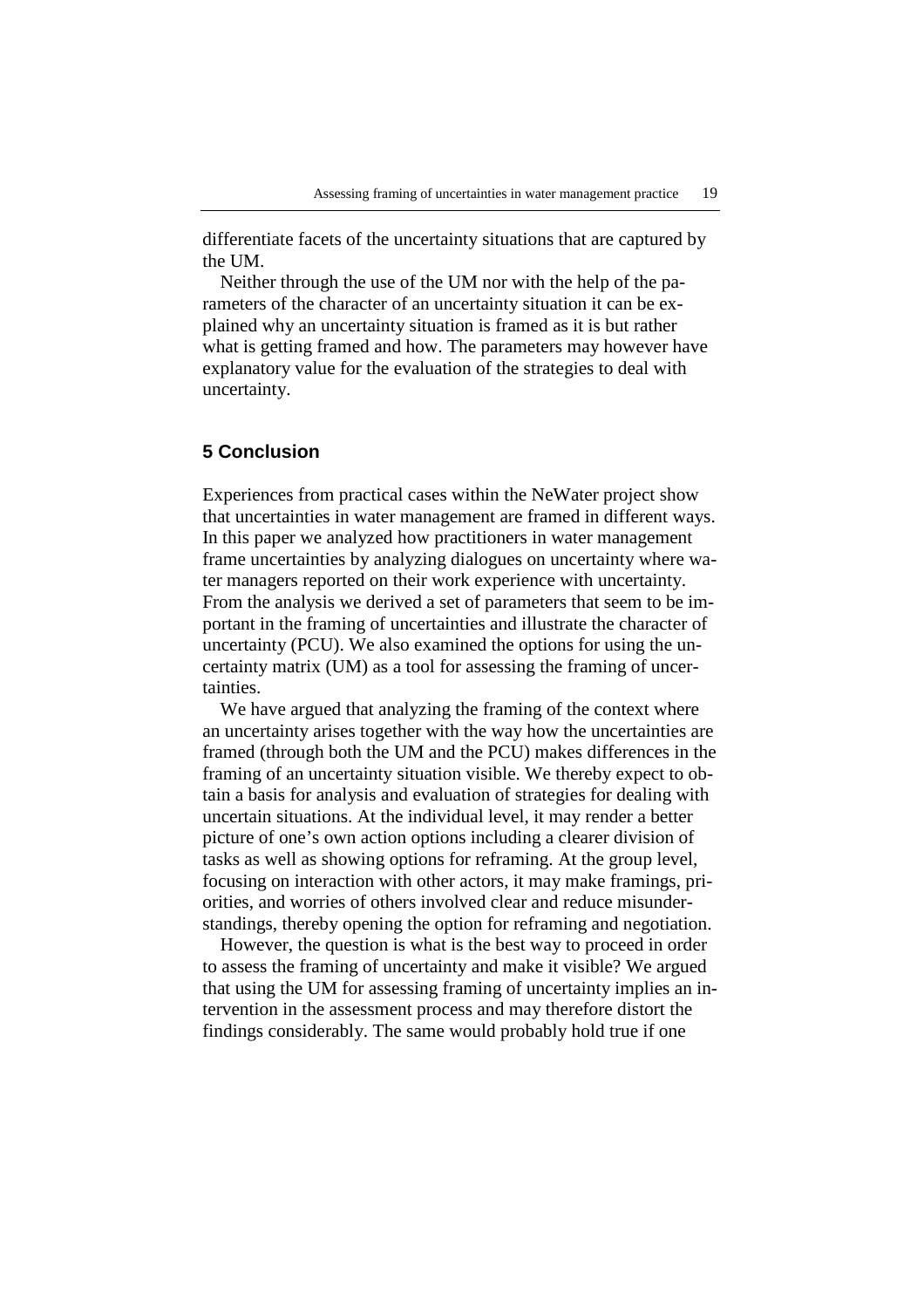differentiate facets of the uncertainty situations that are captured by the UM.

Neither through the use of the UM nor with the help of the parameters of the character of an uncertainty situation it can be explained why an uncertainty situation is framed as it is but rather what is getting framed and how. The parameters may however have explanatory value for the evaluation of the strategies to deal with uncertainty.

## 5 Conclusion

Experiences from practical cases within the NeWater project show that uncertainties in water management are framed in different ways. In this paper we analyzed how practitioners in water management frame uncertainties by analyzing dialogues on uncertainty where water managers reported on their work experience with uncertainty. From the analysis we derived a set of parameters that seem to be important in the framing of uncertainties and illustrate the character of uncertainty (PCU). We also examined the options for using the uncertainty matrix (UM) as a tool for assessing the framing of uncertainties.

We have argued that analyzing the framing of the context where an uncertainty arises together with the way how the uncertainties are framed (through both the UM and the PCU) makes differences in the framing of an uncertainty situation visible. We thereby expect to obtain a basis for analysis and evaluation of strategies for dealing with uncertain situations. At the individual level, it may render a better picture of one's own action options including a clearer division of tasks as well as showing options for reframing. At the group level, focusing on interaction with other actors, it may make framings, priorities, and worries of others involved clear and reduce misunderstandings, thereby opening the option for reframing and negotiation.

However, the question is what is the best way to proceed in order to assess the framing of uncertainty and make it visible? We argued that using the UM for assessing framing of uncertainty implies an intervention in the assessment process and may therefore distort the findings considerably. The same would probably hold true if one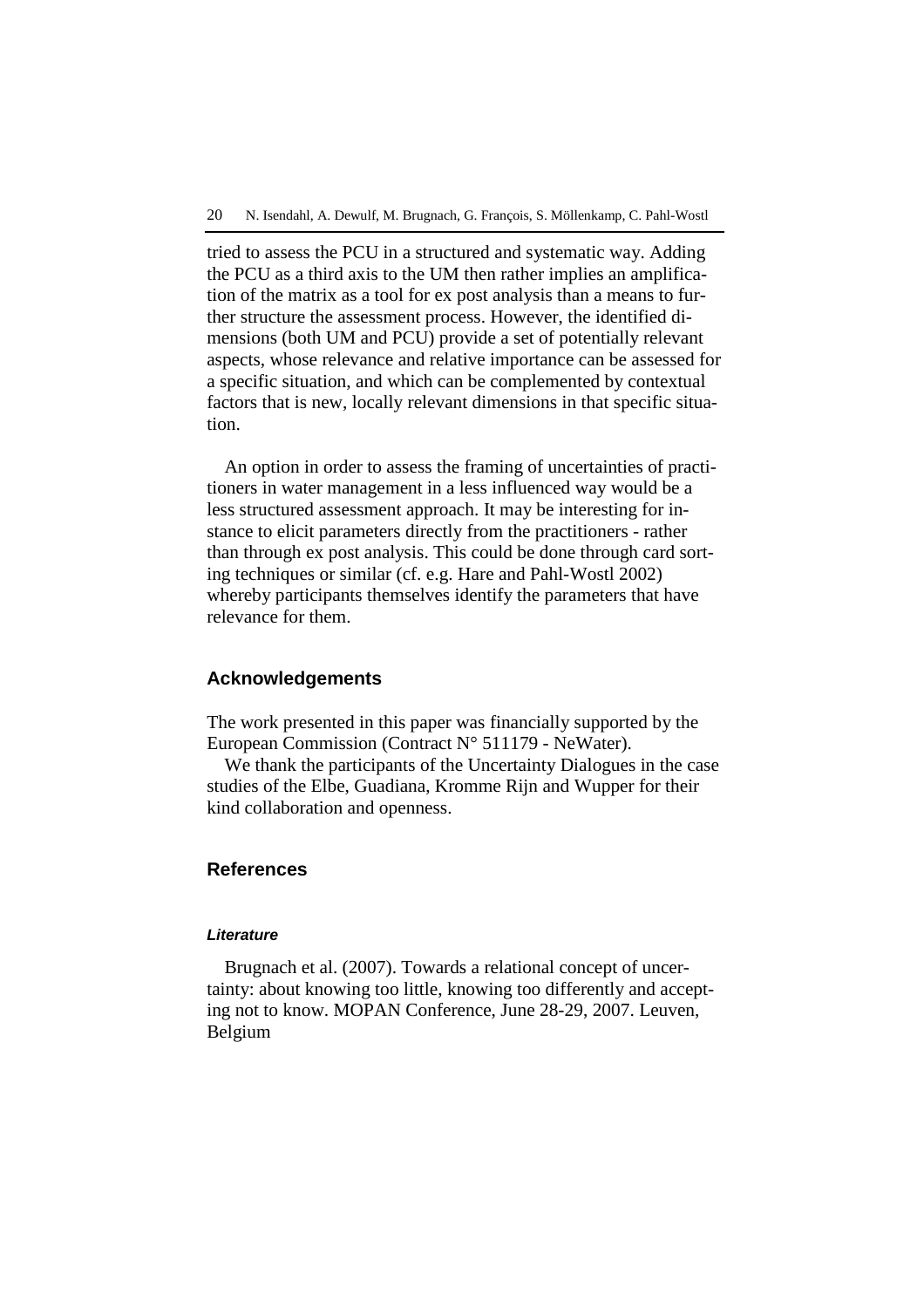tried to assess the PCU in a structured and systematic way. Adding the PCU as a third axis to the UM then rather implies an amplification of the matrix as a tool for ex post analysis than a means to further structure the assessment process. However, the identified dimensions (both UM and PCU) provide a set of potentially relevant aspects, whose relevance and relative importance can be assessed for a specific situation, and which can be complemented by contextual factors that is new, locally relevant dimensions in that specific situation.

An option in order to assess the framing of uncertainties of practitioners in water management in a less influenced way would be a less structured assessment approach. It may be interesting for instance to elicit parameters directly from the practitioners - rather than through ex post analysis. This could be done through card sorting techniques or similar (cf. e.g. Hare and Pahl-Wostl 2002) whereby participants themselves identify the parameters that have relevance for them.

## Acknowledgements

The work presented in this paper was financially supported by the European Commission (Contract N° 511179 - NeWater).

We thank the participants of the Uncertainty Dialogues in the case studies of the Elbe, Guadiana, Kromme Rijn and Wupper for their kind collaboration and openness.

## References

### *Literature*

Brugnach et al. (2007). Towards a relational concept of uncertainty: about knowing too little, knowing too differently and accepting not to know. MOPAN Conference, June 28-29, 2007. Leuven, Belgium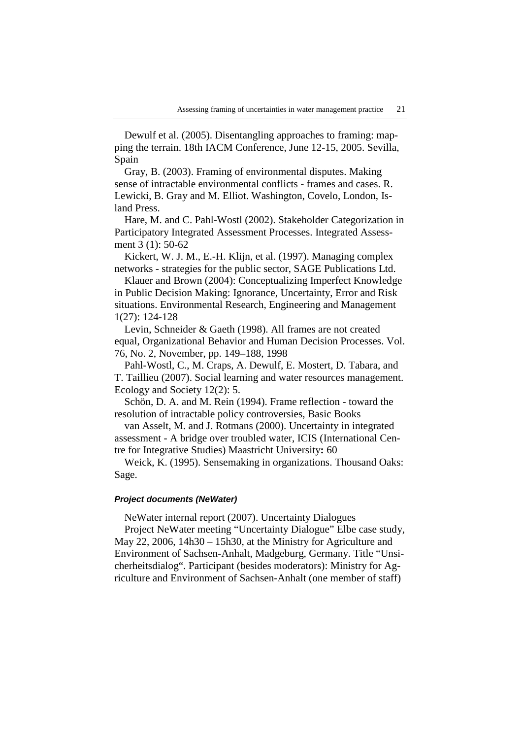Dewulf et al. (2005). Disentangling approaches to framing: mapping the terrain. 18th IACM Conference, June 12-15, 2005. Sevilla, Spain

Gray, B. (2003). Framing of environmental disputes. Making sense of intractable environmental conflicts - frames and cases. R. Lewicki, B. Gray and M. Elliot. Washington, Covelo, London, Island Press.

Hare, M. and C. Pahl-Wostl (2002). Stakeholder Categorization in Participatory Integrated Assessment Processes. Integrated Assessment 3 (1): 50-62

Kickert, W. J. M., E.-H. Klijn, et al. (1997). Managing complex networks - strategies for the public sector, SAGE Publications Ltd.

Klauer and Brown (2004): Conceptualizing Imperfect Knowledge in Public Decision Making: Ignorance, Uncertainty, Error and Risk situations. Environmental Research, Engineering and Management 1(27): 124-128

Levin, Schneider & Gaeth (1998). All frames are not created equal, Organizational Behavior and Human Decision Processes. Vol. 76, No. 2, November, pp. 149–188, 1998

Pahl-Wostl, C., M. Craps, A. Dewulf, E. Mostert, D. Tabara, and T. Taillieu (2007). Social learning and water resources management. Ecology and Society 12(2): 5.

Schön, D. A. and M. Rein (1994). Frame reflection - toward the resolution of intractable policy controversies, Basic Books

van Asselt, M. and J. Rotmans (2000). Uncertainty in integrated assessment - A bridge over troubled water, ICIS (International Centre for Integrative Studies) Maastricht University**:** 60

Weick, K. (1995). Sensemaking in organizations. Thousand Oaks: Sage.

#### *Project documents (NeWater)*

NeWater internal report (2007). Uncertainty Dialogues

Project NeWater meeting "Uncertainty Dialogue" Elbe case study, May 22, 2006, 14h30 – 15h30, at the Ministry for Agriculture and Environment of Sachsen-Anhalt, Madgeburg, Germany. Title "Unsicherheitsdialog". Participant (besides moderators): Ministry for Agriculture and Environment of Sachsen-Anhalt (one member of staff)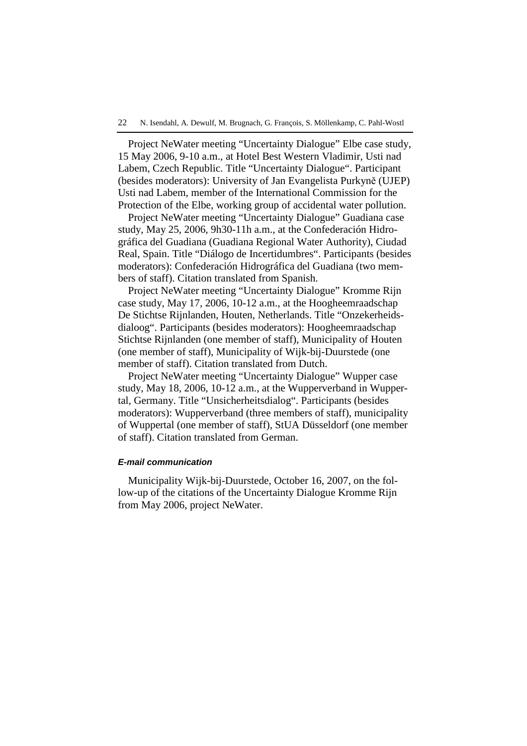Project NeWater meeting “Uncertainty Dialogue” Elbe case study, 15 May 2006, 9-10 a.m., at Hotel Best Western Vladimir, Usti nad Labem, Czech Republic. Title “Uncertainty Dialogue“. Participant (besides moderators): University of Jan Evangelista Purkyně (UJEP) Usti nad Labem, member of the International Commission for the Protection of the Elbe, working group of accidental water pollution.

Project NeWater meeting “Uncertainty Dialogue” Guadiana case study, May 25, 2006, 9h30-11h a.m., at the Confederación Hidrográfica del Guadiana (Guadiana Regional Water Authority), Ciudad Real, Spain. Title “Diálogo de Incertidumbres“. Participants (besides moderators): Confederación Hidrográfica del Guadiana (two members of staff). Citation translated from Spanish.

Project NeWater meeting “Uncertainty Dialogue” Kromme Rijn case study, May 17, 2006, 10-12 a.m., at the Hoogheemraadschap De Stichtse Rijnlanden, Houten, Netherlands. Title “Onzekerheidsdialoog“. Participants (besides moderators): Hoogheemraadschap Stichtse Rijnlanden (one member of staff), Municipality of Houten (one member of staff), Municipality of Wijk-bij-Duurstede (one member of staff). Citation translated from Dutch.

Project NeWater meeting “Uncertainty Dialogue” Wupper case study, May 18, 2006, 10-12 a.m., at the Wupperverband in Wuppertal, Germany. Title “Unsicherheitsdialog“. Participants (besides moderators): Wupperverband (three members of staff), municipality of Wuppertal (one member of staff), StUA Düsseldorf (one member of staff). Citation translated from German.

#### *E-mail communication*

Municipality Wijk-bij-Duurstede, October 16, 2007, on the follow-up of the citations of the Uncertainty Dialogue Kromme Rijn from May 2006, project NeWater.